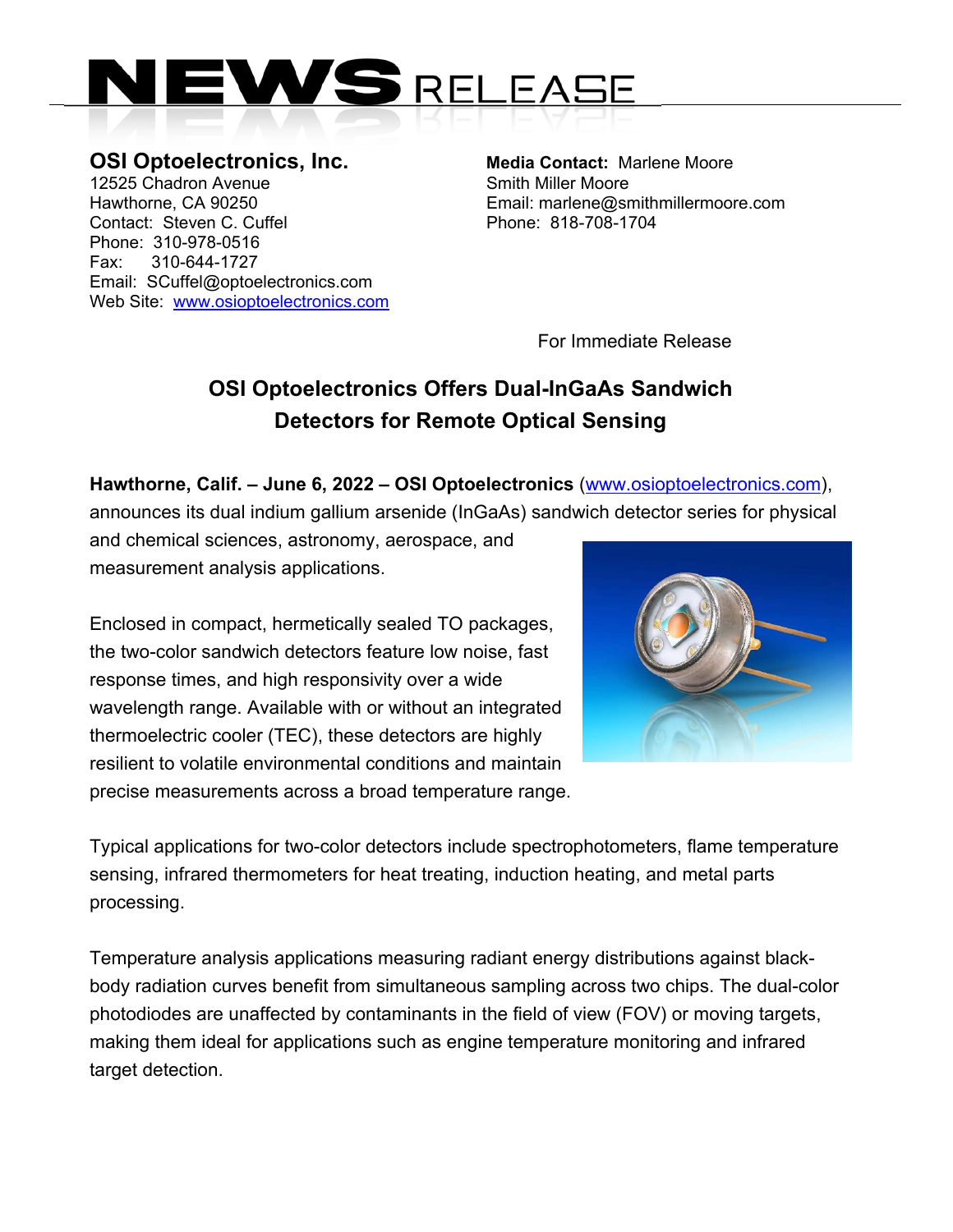# NEWS RELEASE

**OSI Optoelectronics, Inc.**
12525 Chadron Avenue
Hawthorne, CA 90250
Contact: Steven C. Cuffel
Phone: 310-978-0516
Fax: 310-644-1727
Email: SCuffel@optoelectronics.com
Web Site: www.osioptoelectronics.com

**Media Contact:** Marlene Moore
Smith Miller Moore
Email: marlene@smithmillermoore.com
Phone: 818-708-1704

For Immediate Release

## OSI Optoelectronics Offers Dual-InGaAs Sandwich Detectors for Remote Optical Sensing

**Hawthorne, Calif. – June 6, 2022 – OSI Optoelectronics** (www.osioptoelectronics.com), announces its dual indium gallium arsenide (InGaAs) sandwich detector series for physical and chemical sciences, astronomy, aerospace, and measurement analysis applications.

Enclosed in compact, hermetically sealed TO packages, the two-color sandwich detectors feature low noise, fast response times, and high responsivity over a wide wavelength range. Available with or without an integrated thermoelectric cooler (TEC), these detectors are highly resilient to volatile environmental conditions and maintain precise measurements across a broad temperature range.

Typical applications for two-color detectors include spectrophotometers, flame temperature sensing, infrared thermometers for heat treating, induction heating, and metal parts processing.

Temperature analysis applications measuring radiant energy distributions against black-body radiation curves benefit from simultaneous sampling across two chips. The dual-color photodiodes are unaffected by contaminants in the field of view (FOV) or moving targets, making them ideal for applications such as engine temperature monitoring and infrared target detection.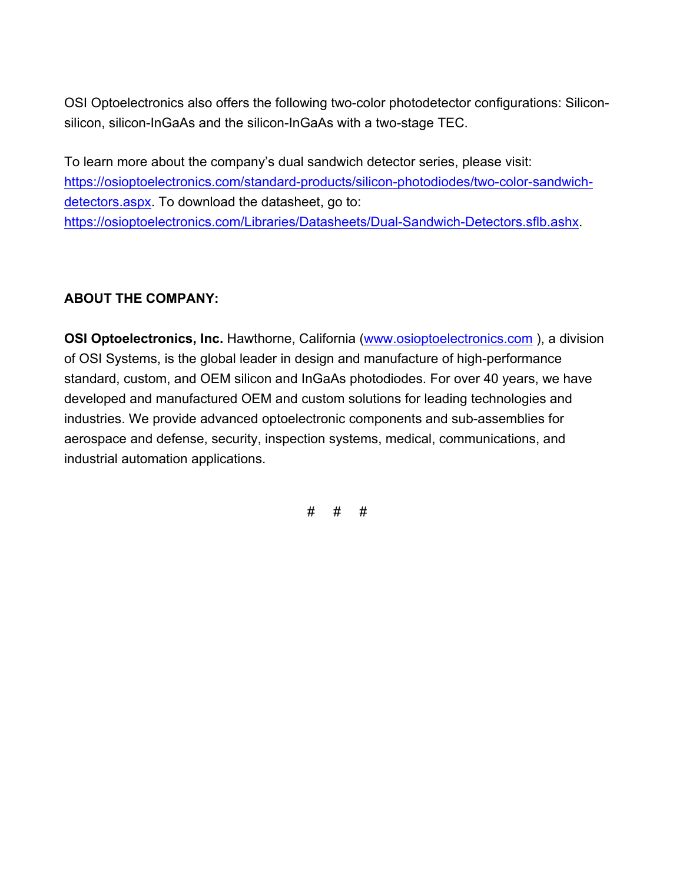OSI Optoelectronics also offers the following two-color photodetector configurations: Silicon-silicon, silicon-InGaAs and the silicon-InGaAs with a two-stage TEC.

To learn more about the company's dual sandwich detector series, please visit: [https://osioptoelectronics.com/standard-products/silicon-photodiodes/two-color-sandwich-detectors.aspx](https://osioptoelectronics.com/standard-products/silicon-photodiodes/two-color-sandwich-detectors.aspx). To download the datasheet, go to: [https://osioptoelectronics.com/Libraries/Datasheets/Dual-Sandwich-Detectors.sflb.ashx](https://osioptoelectronics.com/Libraries/Datasheets/Dual-Sandwich-Detectors.sflb.ashx).

**ABOUT THE COMPANY:**

**OSI Optoelectronics, Inc.** Hawthorne, California ([www.osioptoelectronics.com](www.osioptoelectronics.com) ), a division of OSI Systems, is the global leader in design and manufacture of high-performance standard, custom, and OEM silicon and InGaAs photodiodes. For over 40 years, we have developed and manufactured OEM and custom solutions for leading technologies and industries. We provide advanced optoelectronic components and sub-assemblies for aerospace and defense, security, inspection systems, medical, communications, and industrial automation applications.

# # #